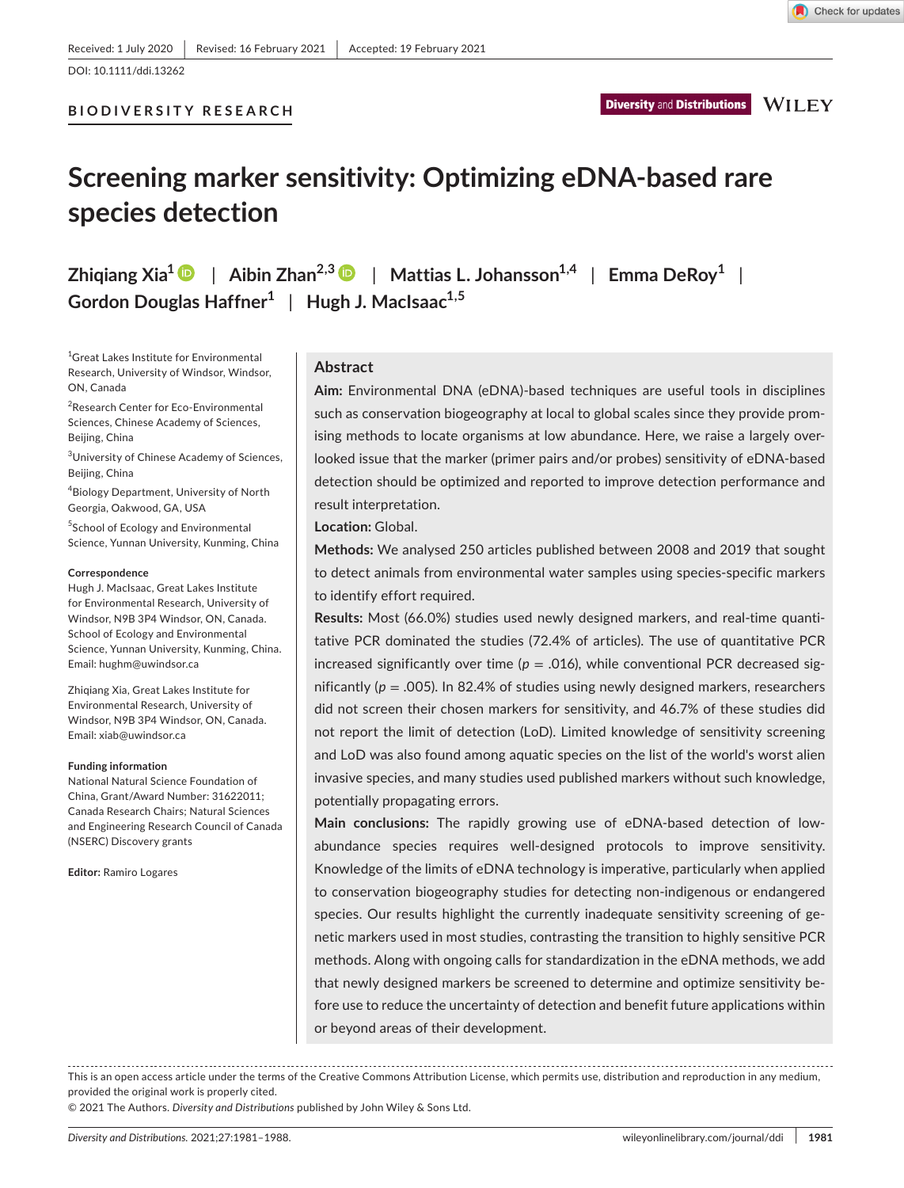Received: 1 July 2020 | Revised: 16 February 2021 | Accepted: 19 February 2021

DOI: 10.1111/ddi.13262

BIODIVERSITY RESEARCH

# Screening marker sensitivity: Optimizing eDNA-based rare species detection

**Zhiqiang Xia[1]** | **Aibin Zhan[2,3]** | **Mattias L. Johansson[1,4]** | **Emma DeRoy[1]** | **Gordon Douglas Haffner[1]** | **Hugh J. MacIsaac[1,5]**

[1]Great Lakes Institute for Environmental Research, University of Windsor, Windsor, ON, Canada

[2]Research Center for Eco-Environmental Sciences, Chinese Academy of Sciences, Beijing, China

[3]University of Chinese Academy of Sciences, Beijing, China

[4]Biology Department, University of North Georgia, Oakwood, GA, USA

[5]School of Ecology and Environmental Science, Yunnan University, Kunming, China

**Correspondence**
Hugh J. MacIsaac, Great Lakes Institute for Environmental Research, University of Windsor, N9B 3P4 Windsor, ON, Canada. School of Ecology and Environmental Science, Yunnan University, Kunming, China.
Email: hughm@uwindsor.ca

Zhiqiang Xia, Great Lakes Institute for Environmental Research, University of Windsor, N9B 3P4 Windsor, ON, Canada.
Email: xiab@uwindsor.ca

**Funding information**
National Natural Science Foundation of China, Grant/Award Number: 31622011; Canada Research Chairs; Natural Sciences and Engineering Research Council of Canada (NSERC) Discovery grants

**Editor:** Ramiro Logares

## Abstract

**Aim:** Environmental DNA (eDNA)-based techniques are useful tools in disciplines such as conservation biogeography at local to global scales since they provide promising methods to locate organisms at low abundance. Here, we raise a largely overlooked issue that the marker (primer pairs and/or probes) sensitivity of eDNA-based detection should be optimized and reported to improve detection performance and result interpretation.

**Location:** Global.

**Methods:** We analysed 250 articles published between 2008 and 2019 that sought to detect animals from environmental water samples using species-specific markers to identify effort required.

**Results:** Most (66.0%) studies used newly designed markers, and real-time quantitative PCR dominated the studies (72.4% of articles). The use of quantitative PCR increased significantly over time ($p = .016$), while conventional PCR decreased significantly ($p = .005$). In 82.4% of studies using newly designed markers, researchers did not screen their chosen markers for sensitivity, and 46.7% of these studies did not report the limit of detection (LoD). Limited knowledge of sensitivity screening and LoD was also found among aquatic species on the list of the world's worst alien invasive species, and many studies used published markers without such knowledge, potentially propagating errors.

**Main conclusions:** The rapidly growing use of eDNA-based detection of low-abundance species requires well-designed protocols to improve sensitivity. Knowledge of the limits of eDNA technology is imperative, particularly when applied to conservation biogeography studies for detecting non-indigenous or endangered species. Our results highlight the currently inadequate sensitivity screening of genetic markers used in most studies, contrasting the transition to highly sensitive PCR methods. Along with ongoing calls for standardization in the eDNA methods, we add that newly designed markers be screened to determine and optimize sensitivity before use to reduce the uncertainty of detection and benefit future applications within or beyond areas of their development.

This is an open access article under the terms of the Creative Commons Attribution License, which permits use, distribution and reproduction in any medium, provided the original work is properly cited.
© 2021 The Authors. *Diversity and Distributions* published by John Wiley & Sons Ltd.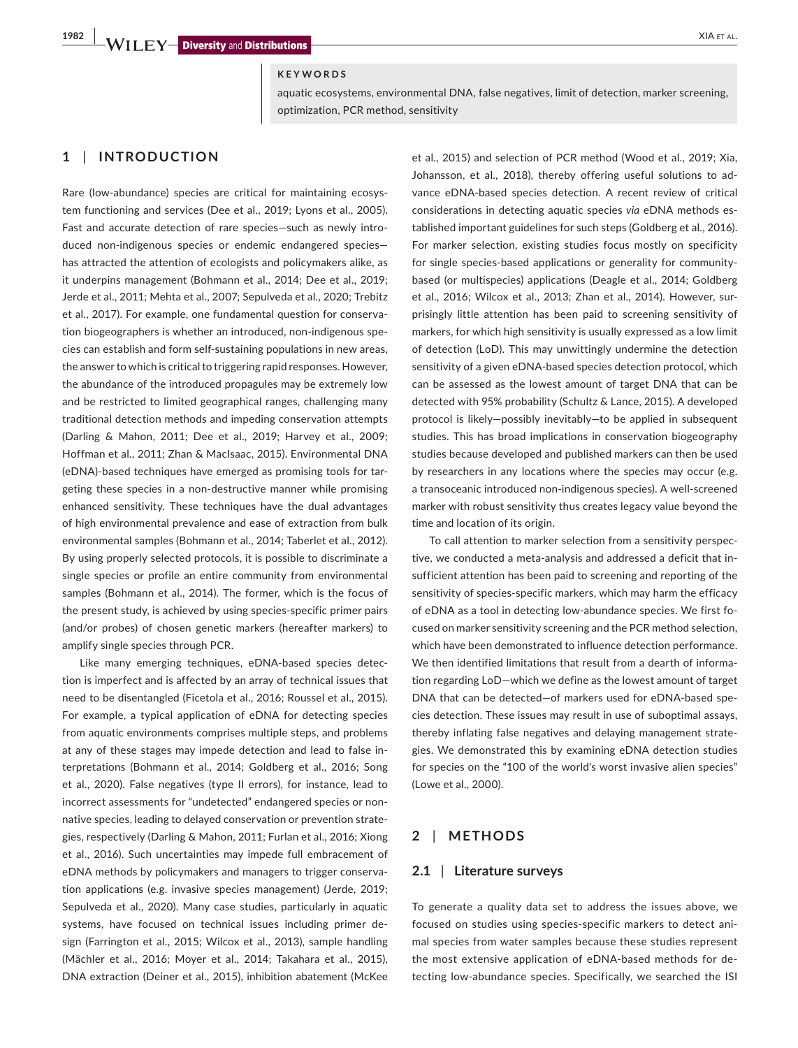**KEYWORDS**

aquatic ecosystems, environmental DNA, false negatives, limit of detection, marker screening, optimization, PCR method, sensitivity

## 1 | INTRODUCTION

Rare (low-abundance) species are critical for maintaining ecosystem functioning and services (Dee et al., 2019; Lyons et al., 2005). Fast and accurate detection of rare species—such as newly introduced non-indigenous species or endemic endangered species—has attracted the attention of ecologists and policymakers alike, as it underpins management (Bohmann et al., 2014; Dee et al., 2019; Jerde et al., 2011; Mehta et al., 2007; Sepulveda et al., 2020; Trebitz et al., 2017). For example, one fundamental question for conservation biogeographers is whether an introduced, non-indigenous species can establish and form self-sustaining populations in new areas, the answer to which is critical to triggering rapid responses. However, the abundance of the introduced propagules may be extremely low and be restricted to limited geographical ranges, challenging many traditional detection methods and impeding conservation attempts (Darling & Mahon, 2011; Dee et al., 2019; Harvey et al., 2009; Hoffman et al., 2011; Zhan & MacIsaac, 2015). Environmental DNA (eDNA)-based techniques have emerged as promising tools for targeting these species in a non-destructive manner while promising enhanced sensitivity. These techniques have the dual advantages of high environmental prevalence and ease of extraction from bulk environmental samples (Bohmann et al., 2014; Taberlet et al., 2012). By using properly selected protocols, it is possible to discriminate a single species or profile an entire community from environmental samples (Bohmann et al., 2014). The former, which is the focus of the present study, is achieved by using species-specific primer pairs (and/or probes) of chosen genetic markers (hereafter markers) to amplify single species through PCR.

Like many emerging techniques, eDNA-based species detection is imperfect and is affected by an array of technical issues that need to be disentangled (Ficetola et al., 2016; Roussel et al., 2015). For example, a typical application of eDNA for detecting species from aquatic environments comprises multiple steps, and problems at any of these stages may impede detection and lead to false interpretations (Bohmann et al., 2014; Goldberg et al., 2016; Song et al., 2020). False negatives (type II errors), for instance, lead to incorrect assessments for "undetected" endangered species or non-native species, leading to delayed conservation or prevention strategies, respectively (Darling & Mahon, 2011; Furlan et al., 2016; Xiong et al., 2016). Such uncertainties may impede full embracement of eDNA methods by policymakers and managers to trigger conservation applications (e.g. invasive species management) (Jerde, 2019; Sepulveda et al., 2020). Many case studies, particularly in aquatic systems, have focused on technical issues including primer design (Farrington et al., 2015; Wilcox et al., 2013), sample handling (Mächler et al., 2016; Moyer et al., 2014; Takahara et al., 2015), DNA extraction (Deiner et al., 2015), inhibition abatement (McKee et al., 2015) and selection of PCR method (Wood et al., 2019; Xia, Johansson, et al., 2018), thereby offering useful solutions to advance eDNA-based species detection. A recent review of critical considerations in detecting aquatic species *via* eDNA methods established important guidelines for such steps (Goldberg et al., 2016). For marker selection, existing studies focus mostly on specificity for single species-based applications or generality for community-based (or multispecies) applications (Deagle et al., 2014; Goldberg et al., 2016; Wilcox et al., 2013; Zhan et al., 2014). However, surprisingly little attention has been paid to screening sensitivity of markers, for which high sensitivity is usually expressed as a low limit of detection (LoD). This may unwittingly undermine the detection sensitivity of a given eDNA-based species detection protocol, which can be assessed as the lowest amount of target DNA that can be detected with 95% probability (Schultz & Lance, 2015). A developed protocol is likely—possibly inevitably—to be applied in subsequent studies. This has broad implications in conservation biogeography studies because developed and published markers can then be used by researchers in any locations where the species may occur (e.g. a transoceanic introduced non-indigenous species). A well-screened marker with robust sensitivity thus creates legacy value beyond the time and location of its origin.

To call attention to marker selection from a sensitivity perspective, we conducted a meta-analysis and addressed a deficit that insufficient attention has been paid to screening and reporting of the sensitivity of species-specific markers, which may harm the efficacy of eDNA as a tool in detecting low-abundance species. We first focused on marker sensitivity screening and the PCR method selection, which have been demonstrated to influence detection performance. We then identified limitations that result from a dearth of information regarding LoD—which we define as the lowest amount of target DNA that can be detected—of markers used for eDNA-based species detection. These issues may result in use of suboptimal assays, thereby inflating false negatives and delaying management strategies. We demonstrated this by examining eDNA detection studies for species on the "100 of the world's worst invasive alien species" (Lowe et al., 2000).

## 2 | METHODS

### 2.1 | Literature surveys

To generate a quality data set to address the issues above, we focused on studies using species-specific markers to detect animal species from water samples because these studies represent the most extensive application of eDNA-based methods for detecting low-abundance species. Specifically, we searched the ISI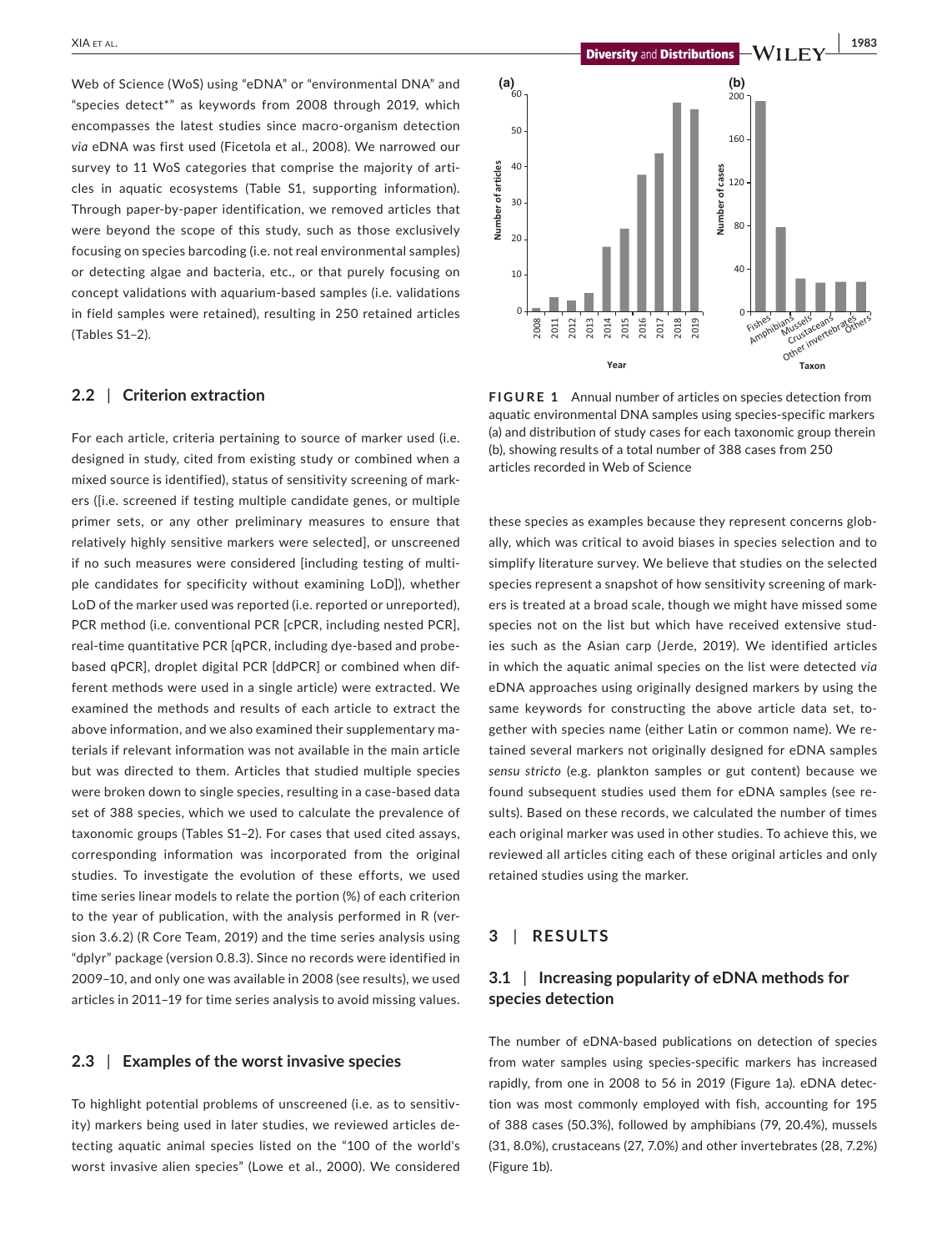Web of Science (WoS) using "eDNA" or "environmental DNA" and "species detect*" as keywords from 2008 through 2019, which encompasses the latest studies since macro-organism detection *via* eDNA was first used (Ficetola et al., 2008). We narrowed our survey to 11 WoS categories that comprise the majority of articles in aquatic ecosystems (Table S1, supporting information). Through paper-by-paper identification, we removed articles that were beyond the scope of this study, such as those exclusively focusing on species barcoding (i.e. not real environmental samples) or detecting algae and bacteria, etc., or that purely focusing on concept validations with aquarium-based samples (i.e. validations in field samples were retained), resulting in 250 retained articles (Tables S1–2).

### 2.2 | Criterion extraction

For each article, criteria pertaining to source of marker used (i.e. designed in study, cited from existing study or combined when a mixed source is identified), status of sensitivity screening of markers ([i.e. screened if testing multiple candidate genes, or multiple primer sets, or any other preliminary measures to ensure that relatively highly sensitive markers were selected], or unscreened if no such measures were considered [including testing of multiple candidates for specificity without examining LoD]), whether LoD of the marker used was reported (i.e. reported or unreported), PCR method (i.e. conventional PCR [cPCR, including nested PCR], real-time quantitative PCR [qPCR, including dye-based and probe-based qPCR], droplet digital PCR [ddPCR] or combined when different methods were used in a single article) were extracted. We examined the methods and results of each article to extract the above information, and we also examined their supplementary materials if relevant information was not available in the main article but was directed to them. Articles that studied multiple species were broken down to single species, resulting in a case-based data set of 388 species, which we used to calculate the prevalence of taxonomic groups (Tables S1–2). For cases that used cited assays, corresponding information was incorporated from the original studies. To investigate the evolution of these efforts, we used time series linear models to relate the portion (%) of each criterion to the year of publication, with the analysis performed in R (version 3.6.2) (R Core Team, 2019) and the time series analysis using "dplyr" package (version 0.8.3). Since no records were identified in 2009–10, and only one was available in 2008 (see results), we used articles in 2011–19 for time series analysis to avoid missing values.

### 2.3 | Examples of the worst invasive species

To highlight potential problems of unscreened (i.e. as to sensitivity) markers being used in later studies, we reviewed articles detecting aquatic animal species listed on the "100 of the world's worst invasive alien species" (Lowe et al., 2000). We considered these species as examples because they represent concerns globally, which was critical to avoid biases in species selection and to simplify literature survey. We believe that studies on the selected species represent a snapshot of how sensitivity screening of markers is treated at a broad scale, though we might have missed some species not on the list but which have received extensive studies such as the Asian carp (Jerde, 2019). We identified articles in which the aquatic animal species on the list were detected *via* eDNA approaches using originally designed markers by using the same keywords for constructing the above article data set, together with species name (either Latin or common name). We retained several markers not originally designed for eDNA samples *sensu stricto* (e.g. plankton samples or gut content) because we found subsequent studies used them for eDNA samples (see results). Based on these records, we calculated the number of times each original marker was used in other studies. To achieve this, we reviewed all articles citing each of these original articles and only retained studies using the marker.

**FIGURE 1** Annual number of articles on species detection from aquatic environmental DNA samples using species-specific markers (a) and distribution of study cases for each taxonomic group therein (b), showing results of a total number of 388 cases from 250 articles recorded in Web of Science

## 3 | RESULTS

### 3.1 | Increasing popularity of eDNA methods for species detection

The number of eDNA-based publications on detection of species from water samples using species-specific markers has increased rapidly, from one in 2008 to 56 in 2019 (Figure 1a). eDNA detection was most commonly employed with fish, accounting for 195 of 388 cases (50.3%), followed by amphibians (79, 20.4%), mussels (31, 8.0%), crustaceans (27, 7.0%) and other invertebrates (28, 7.2%) (Figure 1b).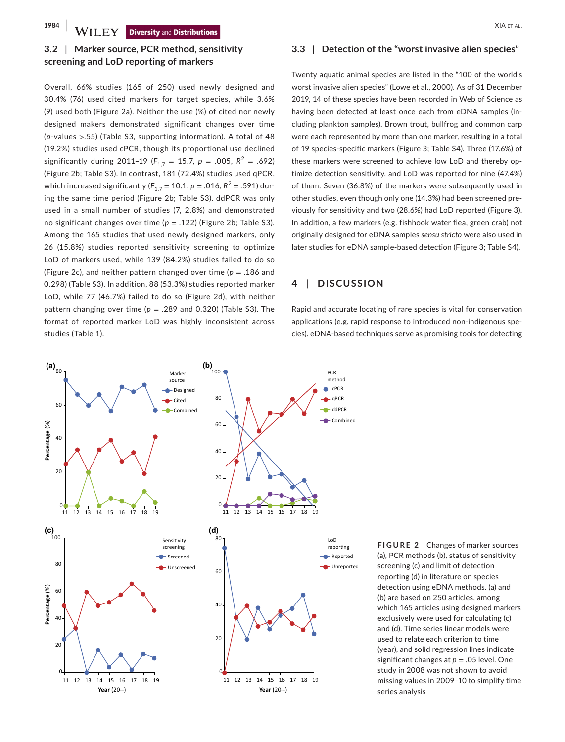### 3.2 | Marker source, PCR method, sensitivity screening and LoD reporting of markers

Overall, 66% studies (165 of 250) used newly designed and 30.4% (76) used cited markers for target species, while 3.6% (9) used both (Figure 2a). Neither the use (%) of cited nor newly designed makers demonstrated significant changes over time (*p*-values >.55) (Table S3, supporting information). A total of 48 (19.2%) studies used cPCR, though its proportional use declined significantly during 2011–19 ($F_{1,7}$ = 15.7, *p* = .005, $R^2$ = .692) (Figure 2b; Table S3). In contrast, 181 (72.4%) studies used qPCR, which increased significantly ($F_{1,7}$ = 10.1, *p* = .016, $R^2$ = .591) during the same time period (Figure 2b; Table S3). ddPCR was only used in a small number of studies (7, 2.8%) and demonstrated no significant changes over time (*p* = .122) (Figure 2b; Table S3). Among the 165 studies that used newly designed markers, only 26 (15.8%) studies reported sensitivity screening to optimize LoD of markers used, while 139 (84.2%) studies failed to do so (Figure 2c), and neither pattern changed over time (*p* = .186 and 0.298) (Table S3). In addition, 88 (53.3%) studies reported marker LoD, while 77 (46.7%) failed to do so (Figure 2d), with neither pattern changing over time (*p* = .289 and 0.320) (Table S3). The format of reported marker LoD was highly inconsistent across studies (Table 1).

### 3.3 | Detection of the "worst invasive alien species"

Twenty aquatic animal species are listed in the "100 of the world's worst invasive alien species" (Lowe et al., 2000). As of 31 December 2019, 14 of these species have been recorded in Web of Science as having been detected at least once each from eDNA samples (including plankton samples). Brown trout, bullfrog and common carp were each represented by more than one marker, resulting in a total of 19 species-specific markers (Figure 3; Table S4). Three (17.6%) of these markers were screened to achieve low LoD and thereby optimize detection sensitivity, and LoD was reported for nine (47.4%) of them. Seven (36.8%) of the markers were subsequently used in other studies, even though only one (14.3%) had been screened previously for sensitivity and two (28.6%) had LoD reported (Figure 3). In addition, a few markers (e.g. fishhook water flea, green crab) not originally designed for eDNA samples *sensu stricto* were also used in later studies for eDNA sample-based detection (Figure 3; Table S4).

## 4 | DISCUSSION

Rapid and accurate locating of rare species is vital for conservation applications (e.g. rapid response to introduced non-indigenous species). eDNA-based techniques serve as promising tools for detecting

**FIGURE 2** Changes of marker sources (a), PCR methods (b), status of sensitivity screening (c) and limit of detection reporting (d) in literature on species detection using eDNA methods. (a) and (b) are based on 250 articles, among which 165 articles using designed markers exclusively were used for calculating (c) and (d). Time series linear models were used to relate each criterion to time (year), and solid regression lines indicate significant changes at *p* = .05 level. One study in 2008 was not shown to avoid missing values in 2009–10 to simplify time series analysis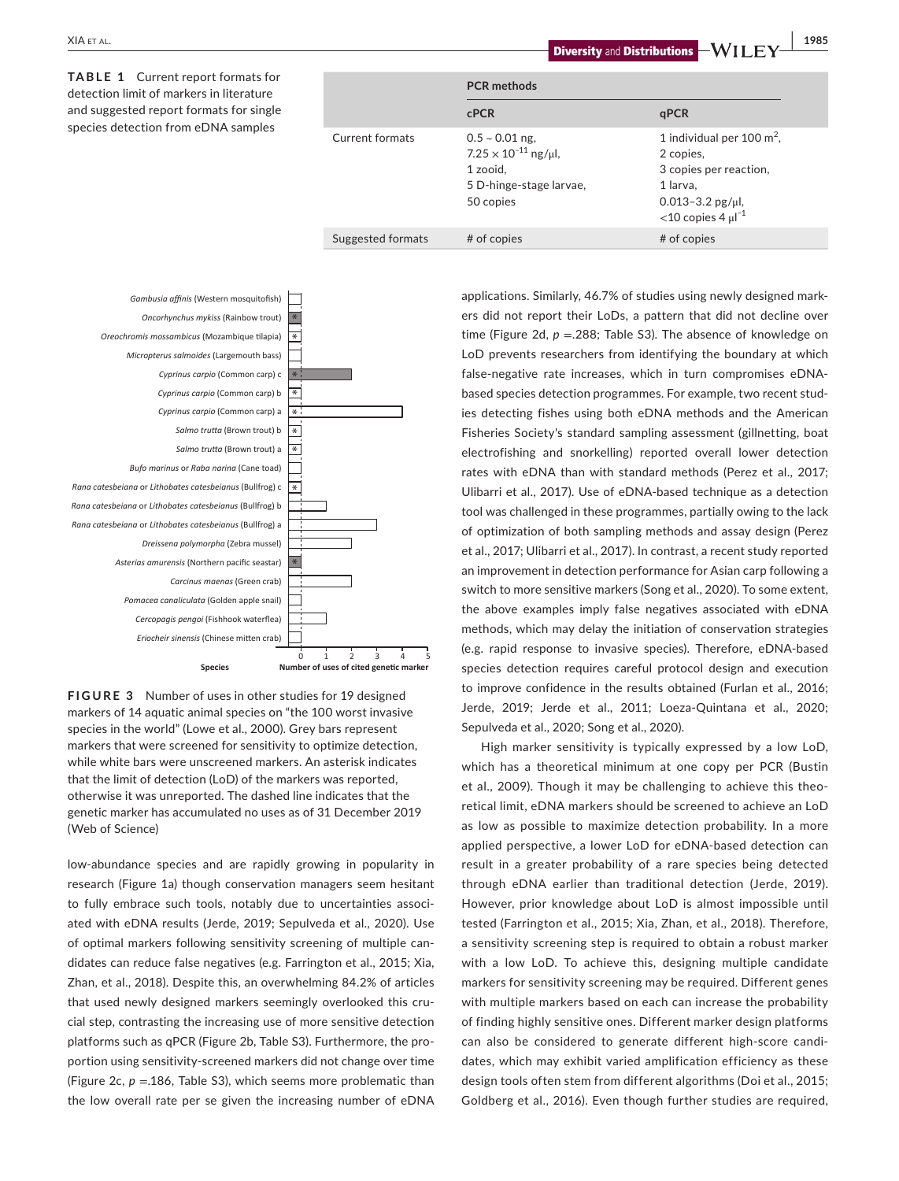**TABLE 1** Current report formats for detection limit of markers in literature and suggested report formats for single species detection from eDNA samples

| | PCR methods | |
|---|---|---|
| | cPCR | qPCR |
| Current formats | 0.5 ~ 0.01 ng, $7.25 \times 10^{-11}$ ng/μl, 1 zooid, 5 D-hinge-stage larvae, 50 copies | 1 individual per 100 $m^2$, 2 copies, 3 copies per reaction, 1 larva, 0.013–3.2 pg/μl, <10 copies 4 $μl^{-1}$ |
| Suggested formats | # of copies | # of copies |

| Species | Number of uses of cited genetic marker |
|---|---|
| *Gambusia affinis* (Western mosquitofish) | 0 |
| *Oncorhynchus mykiss* (Rainbow trout) * | 0 |
| *Oreochromis mossambicus* (Mozambique tilapia) * | 0 |
| *Micropterus salmoides* (Largemouth bass) | 0 |
| *Cyprinus carpio* (Common carp) c * | 2 |
| *Cyprinus carpio* (Common carp) b * | 0 |
| *Cyprinus carpio* (Common carp) a * | 4 |
| *Salmo trutta* (Brown trout) b * | 0 |
| *Salmo trutta* (Brown trout) a * | 0 |
| *Bufo marinus* or *Raba narina* (Cane toad) | 0 |
| *Rana catesbeiana* or *Lithobates catesbeianus* (Bullfrog) c * | 0 |
| *Rana catesbeiana* or *Lithobates catesbeianus* (Bullfrog) b | 1 |
| *Rana catesbeiana* or *Lithobates catesbeianus* (Bullfrog) a | 3 |
| *Dreissena polymorpha* (Zebra mussel) | 2 |
| *Asterias amurensis* (Northern pacific seastar) * | 0 |
| *Carcinus maenas* (Green crab) | 2 |
| *Pomacea canaliculata* (Golden apple snail) | 0 |
| *Cercopagis pengoi* (Fishhook waterflea) | 1 |
| *Eriocheir sinensis* (Chinese mitten crab) | 0 |

**FIGURE 3** Number of uses in other studies for 19 designed markers of 14 aquatic animal species on "the 100 worst invasive species in the world" (Lowe et al., 2000). Grey bars represent markers that were screened for sensitivity to optimize detection, while white bars were unscreened markers. An asterisk indicates that the limit of detection (LoD) of the markers was reported, otherwise it was unreported. The dashed line indicates that the genetic marker has accumulated no uses as of 31 December 2019 (Web of Science)

low-abundance species and are rapidly growing in popularity in research (Figure 1a) though conservation managers seem hesitant to fully embrace such tools, notably due to uncertainties associated with eDNA results (Jerde, 2019; Sepulveda et al., 2020). Use of optimal markers following sensitivity screening of multiple candidates can reduce false negatives (e.g. Farrington et al., 2015; Xia, Zhan, et al., 2018). Despite this, an overwhelming 84.2% of articles that used newly designed markers seemingly overlooked this crucial step, contrasting the increasing use of more sensitive detection platforms such as qPCR (Figure 2b, Table S3). Furthermore, the proportion using sensitivity-screened markers did not change over time (Figure 2c, $p$ =.186, Table S3), which seems more problematic than the low overall rate per se given the increasing number of eDNA applications. Similarly, 46.7% of studies using newly designed markers did not report their LoDs, a pattern that did not decline over time (Figure 2d, $p$ =.288; Table S3). The absence of knowledge on LoD prevents researchers from identifying the boundary at which false-negative rate increases, which in turn compromises eDNA-based species detection programmes. For example, two recent studies detecting fishes using both eDNA methods and the American Fisheries Society's standard sampling assessment (gillnetting, boat electrofishing and snorkelling) reported overall lower detection rates with eDNA than with standard methods (Perez et al., 2017; Ulibarri et al., 2017). Use of eDNA-based technique as a detection tool was challenged in these programmes, partially owing to the lack of optimization of both sampling methods and assay design (Perez et al., 2017; Ulibarri et al., 2017). In contrast, a recent study reported an improvement in detection performance for Asian carp following a switch to more sensitive markers (Song et al., 2020). To some extent, the above examples imply false negatives associated with eDNA methods, which may delay the initiation of conservation strategies (e.g. rapid response to invasive species). Therefore, eDNA-based species detection requires careful protocol design and execution to improve confidence in the results obtained (Furlan et al., 2016; Jerde, 2019; Jerde et al., 2011; Loeza-Quintana et al., 2020; Sepulveda et al., 2020; Song et al., 2020).

High marker sensitivity is typically expressed by a low LoD, which has a theoretical minimum at one copy per PCR (Bustin et al., 2009). Though it may be challenging to achieve this theoretical limit, eDNA markers should be screened to achieve an LoD as low as possible to maximize detection probability. In a more applied perspective, a lower LoD for eDNA-based detection can result in a greater probability of a rare species being detected through eDNA earlier than traditional detection (Jerde, 2019). However, prior knowledge about LoD is almost impossible until tested (Farrington et al., 2015; Xia, Zhan, et al., 2018). Therefore, a sensitivity screening step is required to obtain a robust marker with a low LoD. To achieve this, designing multiple candidate markers for sensitivity screening may be required. Different genes with multiple markers based on each can increase the probability of finding highly sensitive ones. Different marker design platforms can also be considered to generate different high-score candidates, which may exhibit varied amplification efficiency as these design tools often stem from different algorithms (Doi et al., 2015; Goldberg et al., 2016). Even though further studies are required,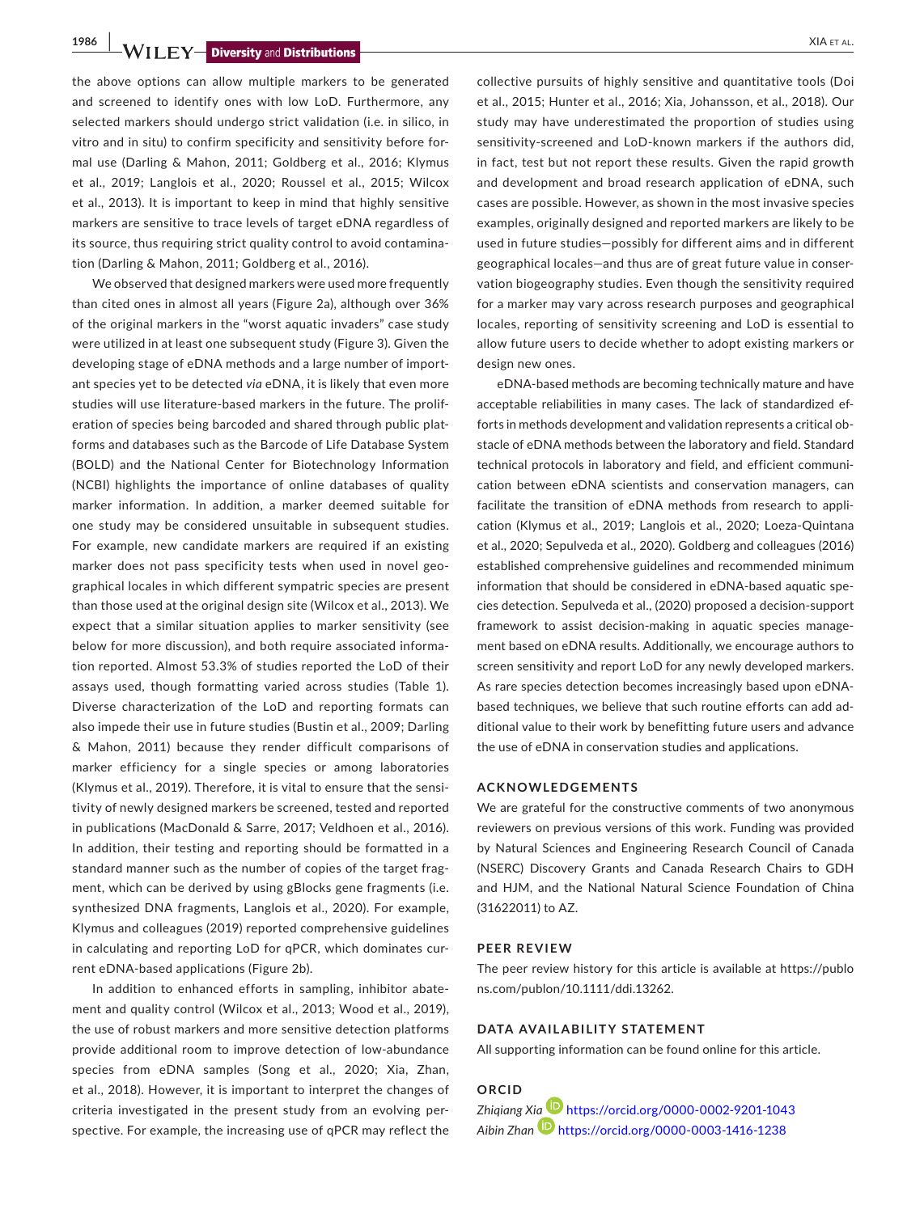the above options can allow multiple markers to be generated and screened to identify ones with low LoD. Furthermore, any selected markers should undergo strict validation (i.e. in silico, in vitro and in situ) to confirm specificity and sensitivity before formal use (Darling & Mahon, 2011; Goldberg et al., 2016; Klymus et al., 2019; Langlois et al., 2020; Roussel et al., 2015; Wilcox et al., 2013). It is important to keep in mind that highly sensitive markers are sensitive to trace levels of target eDNA regardless of its source, thus requiring strict quality control to avoid contamination (Darling & Mahon, 2011; Goldberg et al., 2016).

We observed that designed markers were used more frequently than cited ones in almost all years (Figure 2a), although over 36% of the original markers in the "worst aquatic invaders" case study were utilized in at least one subsequent study (Figure 3). Given the developing stage of eDNA methods and a large number of important species yet to be detected *via* eDNA, it is likely that even more studies will use literature-based markers in the future. The proliferation of species being barcoded and shared through public platforms and databases such as the Barcode of Life Database System (BOLD) and the National Center for Biotechnology Information (NCBI) highlights the importance of online databases of quality marker information. In addition, a marker deemed suitable for one study may be considered unsuitable in subsequent studies. For example, new candidate markers are required if an existing marker does not pass specificity tests when used in novel geographical locales in which different sympatric species are present than those used at the original design site (Wilcox et al., 2013). We expect that a similar situation applies to marker sensitivity (see below for more discussion), and both require associated information reported. Almost 53.3% of studies reported the LoD of their assays used, though formatting varied across studies (Table 1). Diverse characterization of the LoD and reporting formats can also impede their use in future studies (Bustin et al., 2009; Darling & Mahon, 2011) because they render difficult comparisons of marker efficiency for a single species or among laboratories (Klymus et al., 2019). Therefore, it is vital to ensure that the sensitivity of newly designed markers be screened, tested and reported in publications (MacDonald & Sarre, 2017; Veldhoen et al., 2016). In addition, their testing and reporting should be formatted in a standard manner such as the number of copies of the target fragment, which can be derived by using gBlocks gene fragments (i.e. synthesized DNA fragments, Langlois et al., 2020). For example, Klymus and colleagues (2019) reported comprehensive guidelines in calculating and reporting LoD for qPCR, which dominates current eDNA-based applications (Figure 2b).

In addition to enhanced efforts in sampling, inhibitor abatement and quality control (Wilcox et al., 2013; Wood et al., 2019), the use of robust markers and more sensitive detection platforms provide additional room to improve detection of low-abundance species from eDNA samples (Song et al., 2020; Xia, Zhan, et al., 2018). However, it is important to interpret the changes of criteria investigated in the present study from an evolving perspective. For example, the increasing use of qPCR may reflect the collective pursuits of highly sensitive and quantitative tools (Doi et al., 2015; Hunter et al., 2016; Xia, Johansson, et al., 2018). Our study may have underestimated the proportion of studies using sensitivity-screened and LoD-known markers if the authors did, in fact, test but not report these results. Given the rapid growth and development and broad research application of eDNA, such cases are possible. However, as shown in the most invasive species examples, originally designed and reported markers are likely to be used in future studies—possibly for different aims and in different geographical locales—and thus are of great future value in conservation biogeography studies. Even though the sensitivity required for a marker may vary across research purposes and geographical locales, reporting of sensitivity screening and LoD is essential to allow future users to decide whether to adopt existing markers or design new ones.

eDNA-based methods are becoming technically mature and have acceptable reliabilities in many cases. The lack of standardized efforts in methods development and validation represents a critical obstacle of eDNA methods between the laboratory and field. Standard technical protocols in laboratory and field, and efficient communication between eDNA scientists and conservation managers, can facilitate the transition of eDNA methods from research to application (Klymus et al., 2019; Langlois et al., 2020; Loeza-Quintana et al., 2020; Sepulveda et al., 2020). Goldberg and colleagues (2016) established comprehensive guidelines and recommended minimum information that should be considered in eDNA-based aquatic species detection. Sepulveda et al., (2020) proposed a decision-support framework to assist decision-making in aquatic species management based on eDNA results. Additionally, we encourage authors to screen sensitivity and report LoD for any newly developed markers. As rare species detection becomes increasingly based upon eDNA-based techniques, we believe that such routine efforts can add additional value to their work by benefitting future users and advance the use of eDNA in conservation studies and applications.

## ACKNOWLEDGEMENTS

We are grateful for the constructive comments of two anonymous reviewers on previous versions of this work. Funding was provided by Natural Sciences and Engineering Research Council of Canada (NSERC) Discovery Grants and Canada Research Chairs to GDH and HJM, and the National Natural Science Foundation of China (31622011) to AZ.

## PEER REVIEW

The peer review history for this article is available at https://publons.com/publon/10.1111/ddi.13262.

## DATA AVAILABILITY STATEMENT

All supporting information can be found online for this article.

## ORCID

*Zhiqiang Xia* https://orcid.org/0000-0002-9201-1043
*Aibin Zhan* https://orcid.org/0000-0003-1416-1238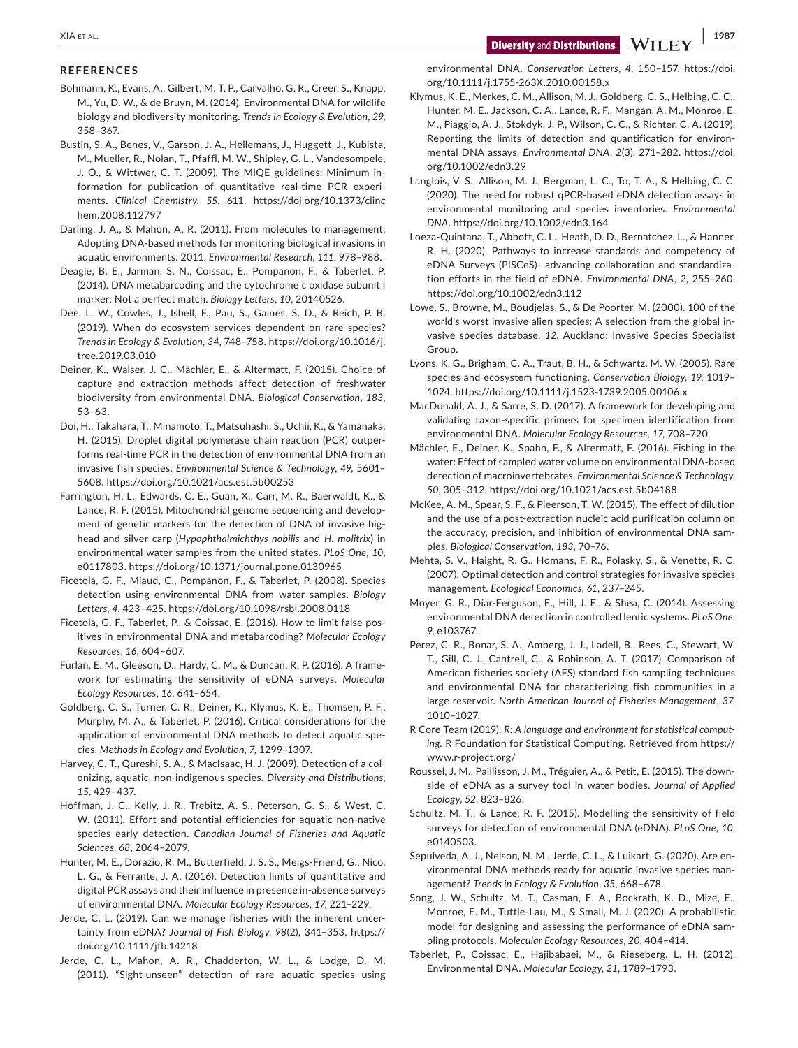## REFERENCES

Bohmann, K., Evans, A., Gilbert, M. T. P., Carvalho, G. R., Creer, S., Knapp, M., Yu, D. W., & de Bruyn, M. (2014). Environmental DNA for wildlife biology and biodiversity monitoring. *Trends in Ecology & Evolution*, *29*, 358–367.

Bustin, S. A., Benes, V., Garson, J. A., Hellemans, J., Huggett, J., Kubista, M., Mueller, R., Nolan, T., Pfaffl, M. W., Shipley, G. L., Vandesompele, J. O., & Wittwer, C. T. (2009). The MIQE guidelines: Minimum information for publication of quantitative real-time PCR experiments. *Clinical Chemistry*, *55*, 611. https://doi.org/10.1373/clinchem.2008.112797

Darling, J. A., & Mahon, A. R. (2011). From molecules to management: Adopting DNA-based methods for monitoring biological invasions in aquatic environments. 2011. *Environmental Research*, *111*, 978–988.

Deagle, B. E., Jarman, S. N., Coissac, E., Pompanon, F., & Taberlet, P. (2014). DNA metabarcoding and the cytochrome c oxidase subunit I marker: Not a perfect match. *Biology Letters*, *10*, 20140526.

Dee, L. W., Cowles, J., Isbell, F., Pau, S., Gaines, S. D., & Reich, P. B. (2019). When do ecosystem services dependent on rare species? *Trends in Ecology & Evolution*, *34*, 748–758. https://doi.org/10.1016/j.tree.2019.03.010

Deiner, K., Walser, J. C., Mächler, E., & Altermatt, F. (2015). Choice of capture and extraction methods affect detection of freshwater biodiversity from environmental DNA. *Biological Conservation*, *183*, 53–63.

Doi, H., Takahara, T., Minamoto, T., Matsuhashi, S., Uchii, K., & Yamanaka, H. (2015). Droplet digital polymerase chain reaction (PCR) outperforms real-time PCR in the detection of environmental DNA from an invasive fish species. *Environmental Science & Technology*, *49*, 5601–5608. https://doi.org/10.1021/acs.est.5b00253

Farrington, H. L., Edwards, C. E., Guan, X., Carr, M. R., Baerwaldt, K., & Lance, R. F. (2015). Mitochondrial genome sequencing and development of genetic markers for the detection of DNA of invasive bighead and silver carp (*Hypophthalmichthys nobilis* and *H. molitrix*) in environmental water samples from the united states. *PLoS One*, *10*, e0117803. https://doi.org/10.1371/journal.pone.0130965

Ficetola, G. F., Miaud, C., Pompanon, F., & Taberlet, P. (2008). Species detection using environmental DNA from water samples. *Biology Letters*, *4*, 423–425. https://doi.org/10.1098/rsbl.2008.0118

Ficetola, G. F., Taberlet, P., & Coissac, E. (2016). How to limit false positives in environmental DNA and metabarcoding? *Molecular Ecology Resources*, *16*, 604–607.

Furlan, E. M., Gleeson, D., Hardy, C. M., & Duncan, R. P. (2016). A framework for estimating the sensitivity of eDNA surveys. *Molecular Ecology Resources*, *16*, 641–654.

Goldberg, C. S., Turner, C. R., Deiner, K., Klymus, K. E., Thomsen, P. F., Murphy, M. A., & Taberlet, P. (2016). Critical considerations for the application of environmental DNA methods to detect aquatic species. *Methods in Ecology and Evolution*, *7*, 1299–1307.

Harvey, C. T., Qureshi, S. A., & MacIsaac, H. J. (2009). Detection of a colonizing, aquatic, non-indigenous species. *Diversity and Distributions*, *15*, 429–437.

Hoffman, J. C., Kelly, J. R., Trebitz, A. S., Peterson, G. S., & West, C. W. (2011). Effort and potential efficiencies for aquatic non-native species early detection. *Canadian Journal of Fisheries and Aquatic Sciences*, *68*, 2064–2079.

Hunter, M. E., Dorazio, R. M., Butterfield, J. S. S., Meigs-Friend, G., Nico, L. G., & Ferrante, J. A. (2016). Detection limits of quantitative and digital PCR assays and their influence in presence in-absence surveys of environmental DNA. *Molecular Ecology Resources*, *17*, 221–229.

Jerde, C. L. (2019). Can we manage fisheries with the inherent uncertainty from eDNA? *Journal of Fish Biology*, *98*(2), 341–353. https://doi.org/10.1111/jfb.14218

Jerde, C. L., Mahon, A. R., Chadderton, W. L., & Lodge, D. M. (2011). "Sight-unseen" detection of rare aquatic species using environmental DNA. *Conservation Letters*, *4*, 150–157. https://doi.org/10.1111/j.1755-263X.2010.00158.x

Klymus, K. E., Merkes, C. M., Allison, M. J., Goldberg, C. S., Helbing, C. C., Hunter, M. E., Jackson, C. A., Lance, R. F., Mangan, A. M., Monroe, E. M., Piaggio, A. J., Stokdyk, J. P., Wilson, C. C., & Richter, C. A. (2019). Reporting the limits of detection and quantification for environmental DNA assays. *Environmental DNA*, *2*(3), 271–282. https://doi.org/10.1002/edn3.29

Langlois, V. S., Allison, M. J., Bergman, L. C., To, T. A., & Helbing, C. C. (2020). The need for robust qPCR-based eDNA detection assays in environmental monitoring and species inventories. *Environmental DNA*. https://doi.org/10.1002/edn3.164

Loeza-Quintana, T., Abbott, C. L., Heath, D. D., Bernatchez, L., & Hanner, R. H. (2020). Pathways to increase standards and competency of eDNA Surveys (PISCeS)- advancing collaboration and standardization efforts in the field of eDNA. *Environmental DNA*, *2*, 255–260. https://doi.org/10.1002/edn3.112

Lowe, S., Browne, M., Boudjelas, S., & De Poorter, M. (2000). 100 of the world's worst invasive alien species: A selection from the global invasive species database, *12*, Auckland: Invasive Species Specialist Group.

Lyons, K. G., Brigham, C. A., Traut, B. H., & Schwartz, M. W. (2005). Rare species and ecosystem functioning. *Conservation Biology*, *19*, 1019–1024. https://doi.org/10.1111/j.1523-1739.2005.00106.x

MacDonald, A. J., & Sarre, S. D. (2017). A framework for developing and validating taxon-specific primers for specimen identification from environmental DNA. *Molecular Ecology Resources*, *17*, 708–720.

Mächler, E., Deiner, K., Spahn, F., & Altermatt, F. (2016). Fishing in the water: Effect of sampled water volume on environmental DNA-based detection of macroinvertebrates. *Environmental Science & Technology*, *50*, 305–312. https://doi.org/10.1021/acs.est.5b04188

McKee, A. M., Spear, S. F., & Pieerson, T. W. (2015). The effect of dilution and the use of a post-extraction nucleic acid purification column on the accuracy, precision, and inhibition of environmental DNA samples. *Biological Conservation*, *183*, 70–76.

Mehta, S. V., Haight, R. G., Homans, F. R., Polasky, S., & Venette, R. C. (2007). Optimal detection and control strategies for invasive species management. *Ecological Economics*, *61*, 237–245.

Moyer, G. R., Díar-Ferguson, E., Hill, J. E., & Shea, C. (2014). Assessing environmental DNA detection in controlled lentic systems. *PLoS One*, *9*, e103767.

Perez, C. R., Bonar, S. A., Amberg, J. J., Ladell, B., Rees, C., Stewart, W. T., Gill, C. J., Cantrell, C., & Robinson, A. T. (2017). Comparison of American fisheries society (AFS) standard fish sampling techniques and environmental DNA for characterizing fish communities in a large reservoir. *North American Journal of Fisheries Management*, *37*, 1010–1027.

R Core Team (2019). *R: A language and environment for statistical computing*. R Foundation for Statistical Computing. Retrieved from https://www.r-project.org/

Roussel, J. M., Paillisson, J. M., Tréguier, A., & Petit, E. (2015). The downside of eDNA as a survey tool in water bodies. *Journal of Applied Ecology*, *52*, 823–826.

Schultz, M. T., & Lance, R. F. (2015). Modelling the sensitivity of field surveys for detection of environmental DNA (eDNA). *PLoS One*, *10*, e0140503.

Sepulveda, A. J., Nelson, N. M., Jerde, C. L., & Luikart, G. (2020). Are environmental DNA methods ready for aquatic invasive species management? *Trends in Ecology & Evolution*, *35*, 668–678.

Song, J. W., Schultz, M. T., Casman, E. A., Bockrath, K. D., Mize, E., Monroe, E. M., Tuttle-Lau, M., & Small, M. J. (2020). A probabilistic model for designing and assessing the performance of eDNA sampling protocols. *Molecular Ecology Resources*, *20*, 404–414.

Taberlet, P., Coissac, E., Hajibabaei, M., & Rieseberg, L. H. (2012). Environmental DNA. *Molecular Ecology*, *21*, 1789–1793.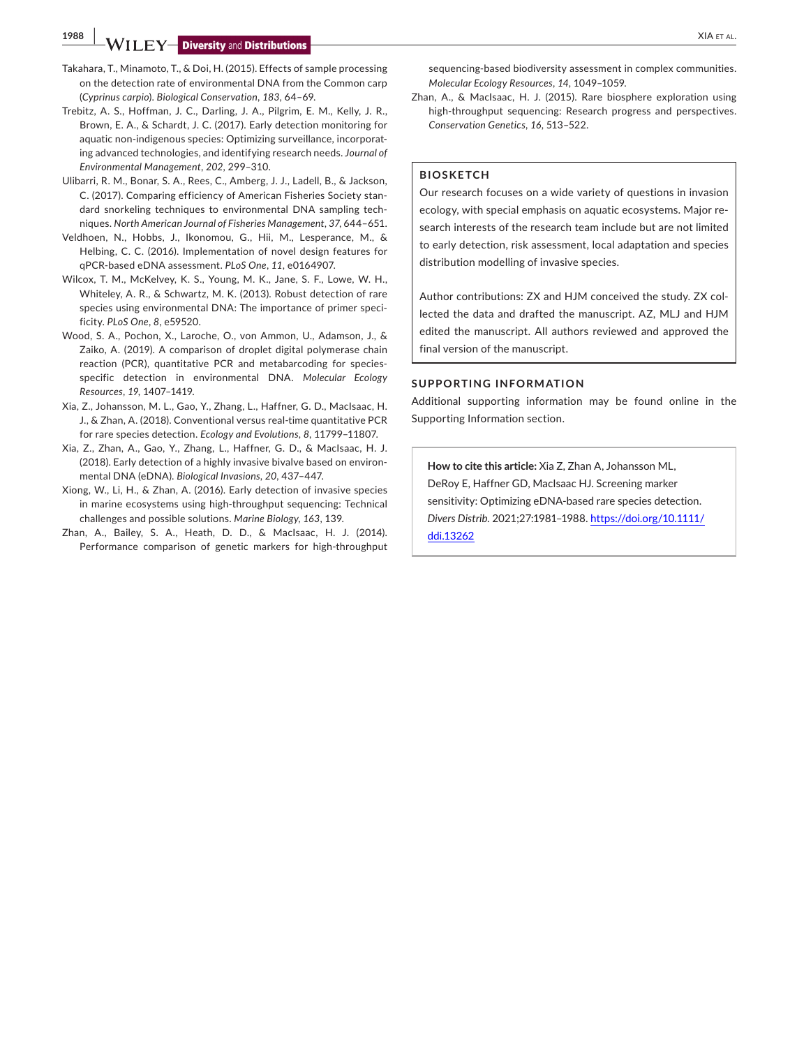Takahara, T., Minamoto, T., & Doi, H. (2015). Effects of sample processing on the detection rate of environmental DNA from the Common carp (*Cyprinus carpio*). *Biological Conservation*, *183*, 64–69.

Trebitz, A. S., Hoffman, J. C., Darling, J. A., Pilgrim, E. M., Kelly, J. R., Brown, E. A., & Schardt, J. C. (2017). Early detection monitoring for aquatic non-indigenous species: Optimizing surveillance, incorporating advanced technologies, and identifying research needs. *Journal of Environmental Management*, *202*, 299–310.

Ulibarri, R. M., Bonar, S. A., Rees, C., Amberg, J. J., Ladell, B., & Jackson, C. (2017). Comparing efficiency of American Fisheries Society standard snorkeling techniques to environmental DNA sampling techniques. *North American Journal of Fisheries Management*, *37*, 644–651.

Veldhoen, N., Hobbs, J., Ikonomou, G., Hii, M., Lesperance, M., & Helbing, C. C. (2016). Implementation of novel design features for qPCR-based eDNA assessment. *PLoS One*, *11*, e0164907.

Wilcox, T. M., McKelvey, K. S., Young, M. K., Jane, S. F., Lowe, W. H., Whiteley, A. R., & Schwartz, M. K. (2013). Robust detection of rare species using environmental DNA: The importance of primer specificity. *PLoS One*, *8*, e59520.

Wood, S. A., Pochon, X., Laroche, O., von Ammon, U., Adamson, J., & Zaiko, A. (2019). A comparison of droplet digital polymerase chain reaction (PCR), quantitative PCR and metabarcoding for species-specific detection in environmental DNA. *Molecular Ecology Resources*, *19*, 1407–1419.

Xia, Z., Johansson, M. L., Gao, Y., Zhang, L., Haffner, G. D., MacIsaac, H. J., & Zhan, A. (2018). Conventional versus real-time quantitative PCR for rare species detection. *Ecology and Evolutions*, *8*, 11799–11807.

Xia, Z., Zhan, A., Gao, Y., Zhang, L., Haffner, G. D., & MacIsaac, H. J. (2018). Early detection of a highly invasive bivalve based on environmental DNA (eDNA). *Biological Invasions*, *20*, 437–447.

Xiong, W., Li, H., & Zhan, A. (2016). Early detection of invasive species in marine ecosystems using high-throughput sequencing: Technical challenges and possible solutions. *Marine Biology*, *163*, 139.

Zhan, A., Bailey, S. A., Heath, D. D., & MacIsaac, H. J. (2014). Performance comparison of genetic markers for high-throughput sequencing-based biodiversity assessment in complex communities. *Molecular Ecology Resources*, *14*, 1049–1059.

Zhan, A., & MacIsaac, H. J. (2015). Rare biosphere exploration using high-throughput sequencing: Research progress and perspectives. *Conservation Genetics*, *16*, 513–522.

## BIOSKETCH

Our research focuses on a wide variety of questions in invasion ecology, with special emphasis on aquatic ecosystems. Major research interests of the research team include but are not limited to early detection, risk assessment, local adaptation and species distribution modelling of invasive species.

Author contributions: ZX and HJM conceived the study. ZX collected the data and drafted the manuscript. AZ, MLJ and HJM edited the manuscript. All authors reviewed and approved the final version of the manuscript.

## SUPPORTING INFORMATION

Additional supporting information may be found online in the Supporting Information section.

**How to cite this article:** Xia Z, Zhan A, Johansson ML, DeRoy E, Haffner GD, MacIsaac HJ. Screening marker sensitivity: Optimizing eDNA-based rare species detection. *Divers Distrib.* 2021;27:1981–1988. https://doi.org/10.1111/ddi.13262